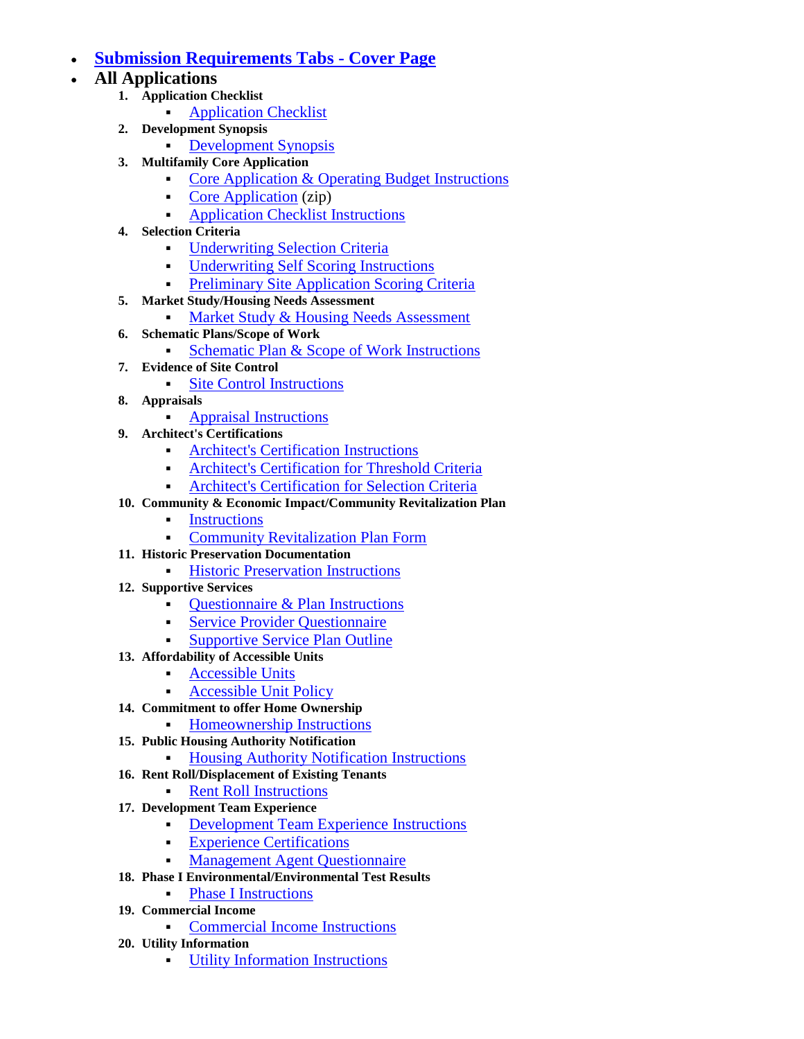- **Submission Requirements Tabs - Cover Page**
- **All Applications**
    1. **Application Checklist**
        - Application Checklist
    2. **Development Synopsis**
        - Development Synopsis
    3. **Multifamily Core Application**
        - Core Application & Operating Budget Instructions
        - Core Application (zip)
        - Application Checklist Instructions
    4. **Selection Criteria**
        - Underwriting Selection Criteria
        - Underwriting Self Scoring Instructions
        - Preliminary Site Application Scoring Criteria
    5. **Market Study/Housing Needs Assessment**
        - Market Study & Housing Needs Assessment
    6. **Schematic Plans/Scope of Work**
        - Schematic Plan & Scope of Work Instructions
    7. **Evidence of Site Control**
        - Site Control Instructions
    8. **Appraisals**
        - Appraisal Instructions
    9. **Architect's Certifications**
        - Architect's Certification Instructions
        - Architect's Certification for Threshold Criteria
        - Architect's Certification for Selection Criteria
    10. **Community & Economic Impact/Community Revitalization Plan**
        - Instructions
        - Community Revitalization Plan Form
    11. **Historic Preservation Documentation**
        - Historic Preservation Instructions
    12. **Supportive Services**
        - Questionnaire & Plan Instructions
        - Service Provider Questionnaire
        - Supportive Service Plan Outline
    13. **Affordability of Accessible Units**
        - Accessible Units
        - Accessible Unit Policy
    14. **Commitment to offer Home Ownership**
        - Homeownership Instructions
    15. **Public Housing Authority Notification**
        - Housing Authority Notification Instructions
    16. **Rent Roll/Displacement of Existing Tenants**
        - Rent Roll Instructions
    17. **Development Team Experience**
        - Development Team Experience Instructions
        - Experience Certifications
        - Management Agent Questionnaire
    18. **Phase I Environmental/Environmental Test Results**
        - Phase I Instructions
    19. **Commercial Income**
        - Commercial Income Instructions
    20. **Utility Information**
        - Utility Information Instructions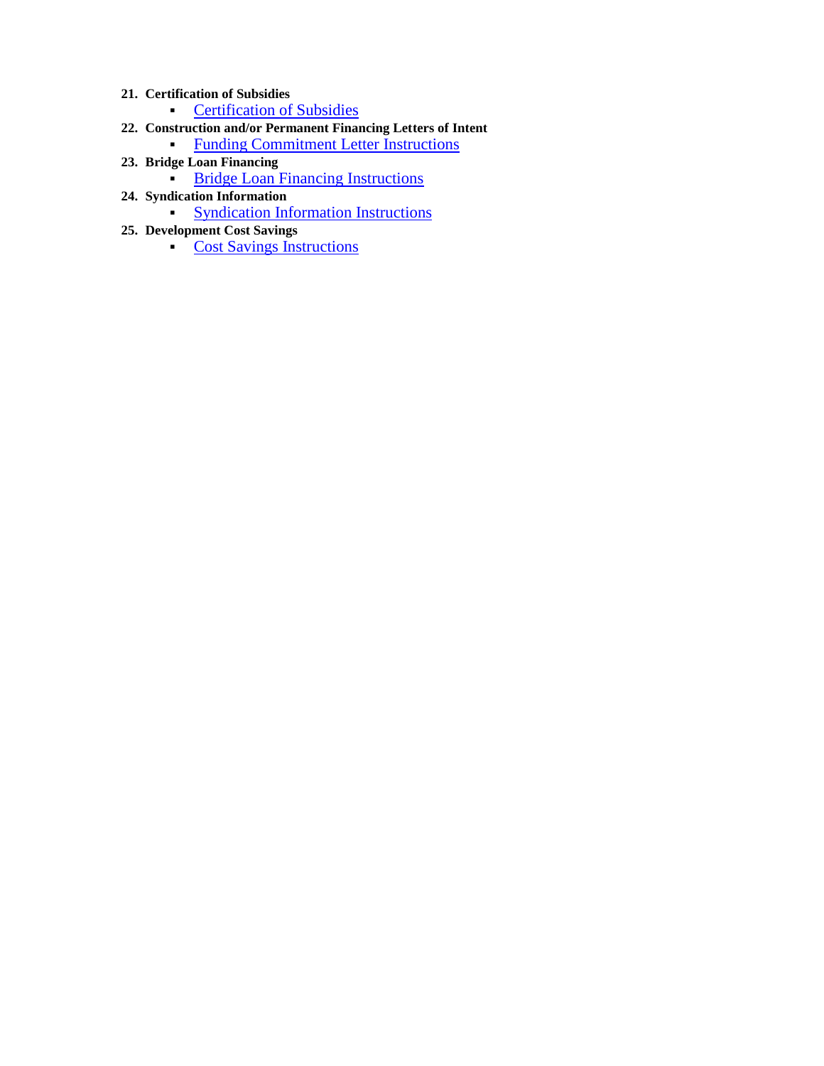21. **Certification of Subsidies**
    - Certification of Subsidies
22. **Construction and/or Permanent Financing Letters of Intent**
    - Funding Commitment Letter Instructions
23. **Bridge Loan Financing**
    - Bridge Loan Financing Instructions
24. **Syndication Information**
    - Syndication Information Instructions
25. **Development Cost Savings**
    - Cost Savings Instructions